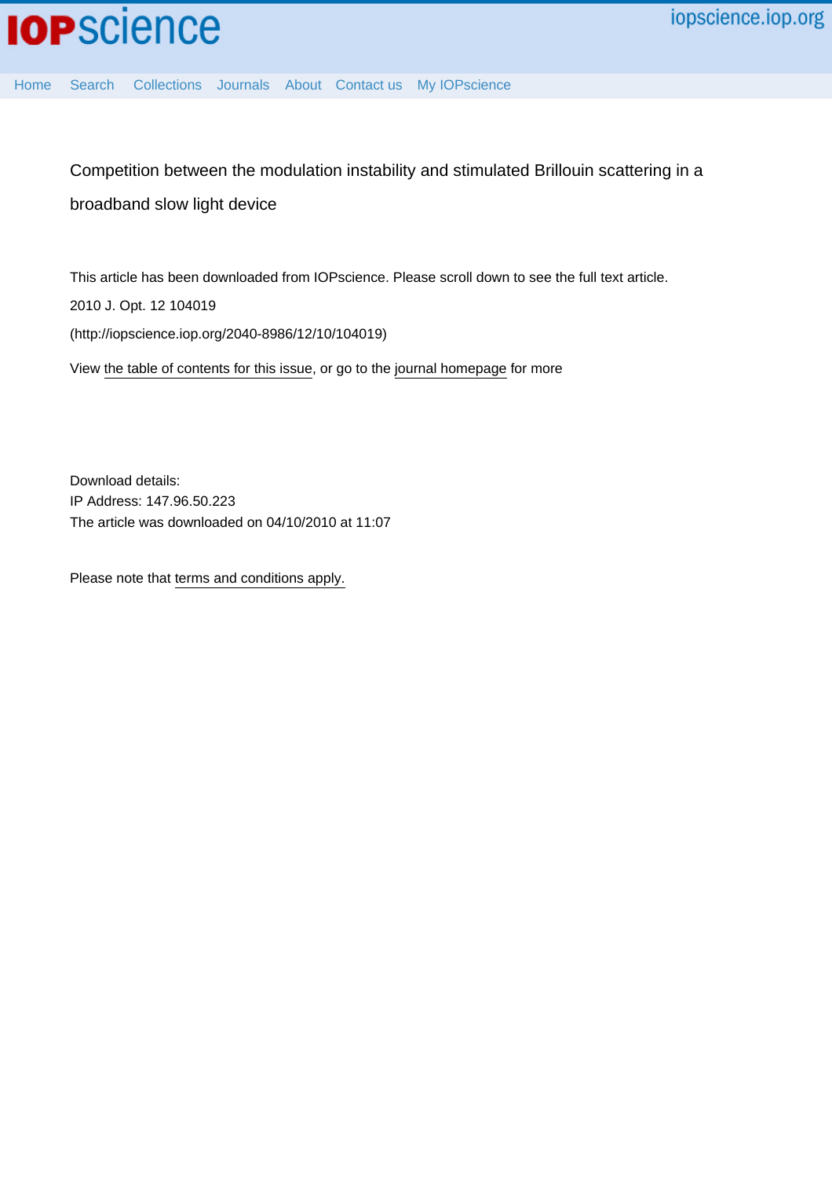Competition between the modulation instability and stimulated Brillouin scattering in a broadband slow light device

This article has been downloaded from IOPscience. Please scroll down to see the full text article.

2010 J. Opt. 12 104019

(http://iopscience.iop.org/2040-8986/12/10/104019)

View the table of contents for this issue, or go to the journal homepage for more

Download details:
IP Address: 147.96.50.223
The article was downloaded on 04/10/2010 at 11:07

Please note that terms and conditions apply.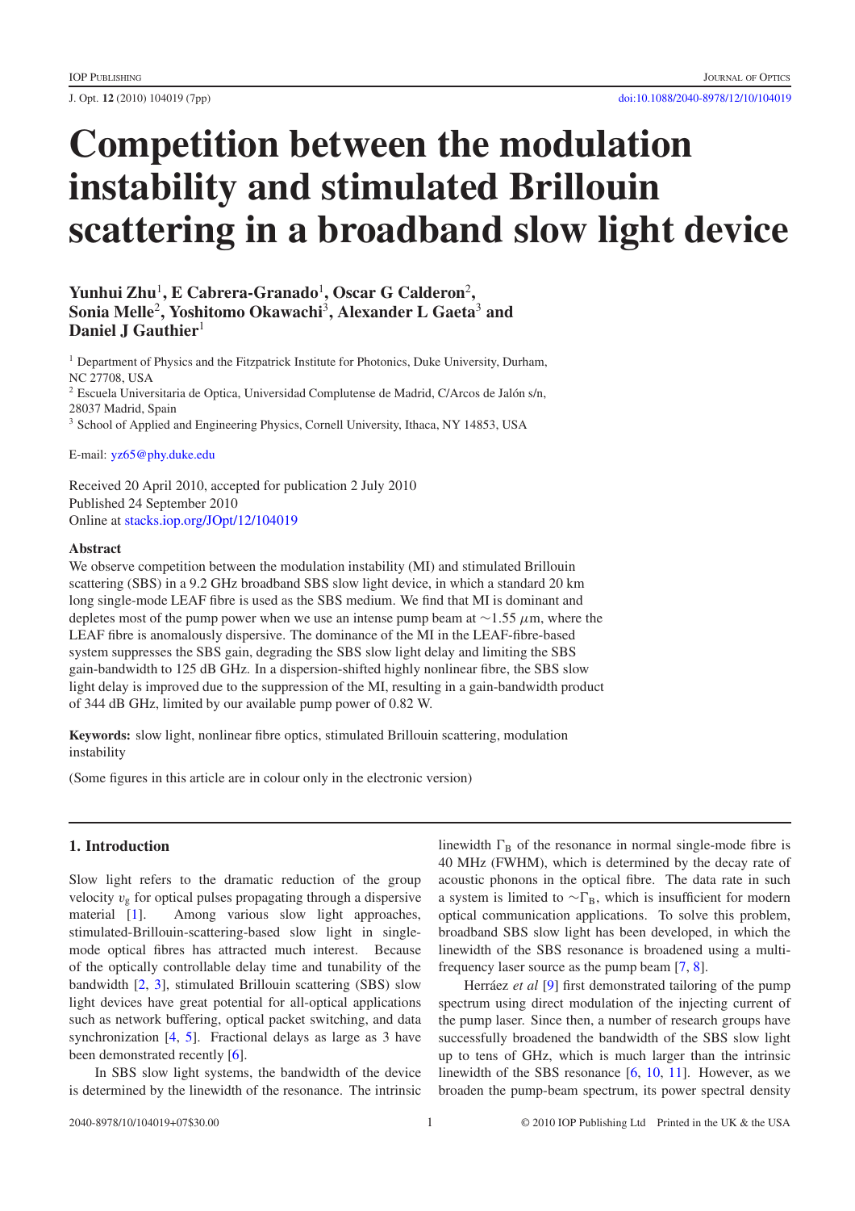# Competition between the modulation instability and stimulated Brillouin scattering in a broadband slow light device

**Yunhui Zhu**[1], **E Cabrera-Granado**[1], **Oscar G Calderon**[2], **Sonia Melle**[2], **Yoshitomo Okawachi**[3], **Alexander L Gaeta**[3] **and Daniel J Gauthier**[1]

[1] Department of Physics and the Fitzpatrick Institute for Photonics, Duke University, Durham, NC 27708, USA

[2] Escuela Universitaria de Optica, Universidad Complutense de Madrid, C/Arcos de Jalón s/n, 28037 Madrid, Spain

[3] School of Applied and Engineering Physics, Cornell University, Ithaca, NY 14853, USA

E-mail: yz65@phy.duke.edu

Received 20 April 2010, accepted for publication 2 July 2010
Published 24 September 2010
Online at stacks.iop.org/JOpt/12/104019

### Abstract

We observe competition between the modulation instability (MI) and stimulated Brillouin scattering (SBS) in a 9.2 GHz broadband SBS slow light device, in which a standard 20 km long single-mode LEAF fibre is used as the SBS medium. We find that MI is dominant and depletes most of the pump power when we use an intense pump beam at $\sim$1.55 $\mu$m, where the LEAF fibre is anomalously dispersive. The dominance of the MI in the LEAF-fibre-based system suppresses the SBS gain, degrading the SBS slow light delay and limiting the SBS gain-bandwidth to 125 dB GHz. In a dispersion-shifted highly nonlinear fibre, the SBS slow light delay is improved due to the suppression of the MI, resulting in a gain-bandwidth product of 344 dB GHz, limited by our available pump power of 0.82 W.

**Keywords:** slow light, nonlinear fibre optics, stimulated Brillouin scattering, modulation instability

(Some figures in this article are in colour only in the electronic version)

## 1. Introduction

Slow light refers to the dramatic reduction of the group velocity $v_g$ for optical pulses propagating through a dispersive material [1]. Among various slow light approaches, stimulated-Brillouin-scattering-based slow light in single-mode optical fibres has attracted much interest. Because of the optically controllable delay time and tunability of the bandwidth [2, 3], stimulated Brillouin scattering (SBS) slow light devices have great potential for all-optical applications such as network buffering, optical packet switching, and data synchronization [4, 5]. Fractional delays as large as 3 have been demonstrated recently [6].

In SBS slow light systems, the bandwidth of the device is determined by the linewidth of the resonance. The intrinsic linewidth $\Gamma_B$ of the resonance in normal single-mode fibre is 40 MHz (FWHM), which is determined by the decay rate of acoustic phonons in the optical fibre. The data rate in such a system is limited to $\sim\Gamma_B$, which is insufficient for modern optical communication applications. To solve this problem, broadband SBS slow light has been developed, in which the linewidth of the SBS resonance is broadened using a multi-frequency laser source as the pump beam [7, 8].

Herráez *et al* [9] first demonstrated tailoring of the pump spectrum using direct modulation of the injecting current of the pump laser. Since then, a number of research groups have successfully broadened the bandwidth of the SBS slow light up to tens of GHz, which is much larger than the intrinsic linewidth of the SBS resonance [6, 10, 11]. However, as we broaden the pump-beam spectrum, its power spectral density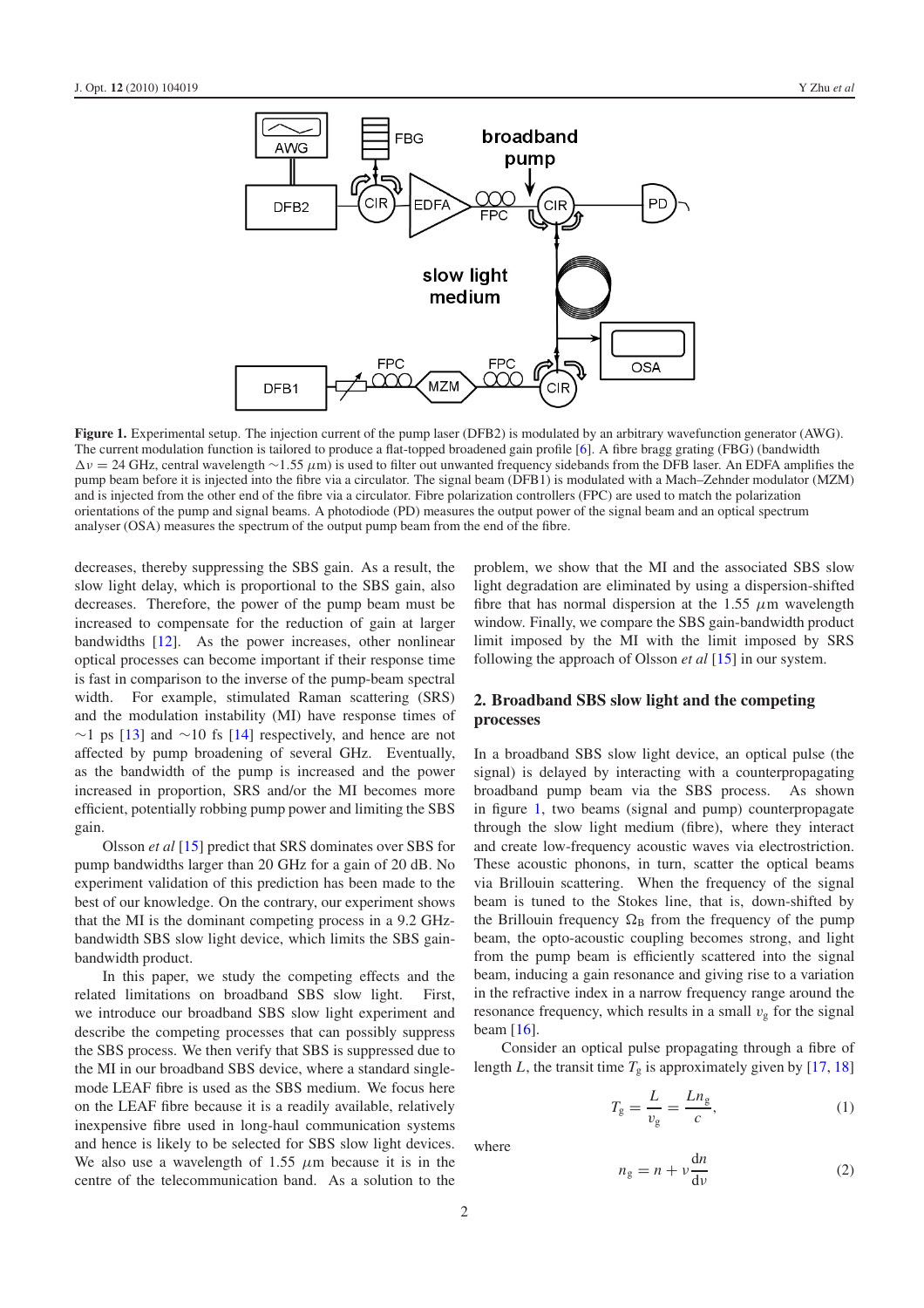**Figure 1.** Experimental setup. The injection current of the pump laser (DFB2) is modulated by an arbitrary wavefunction generator (AWG). The current modulation function is tailored to produce a flat-topped broadened gain profile [6]. A fibre bragg grating (FBG) (bandwidth $\Delta\nu = 24$ GHz, central wavelength $\sim 1.55\ \mu$m) is used to filter out unwanted frequency sidebands from the DFB laser. An EDFA amplifies the pump beam before it is injected into the fibre via a circulator. The signal beam (DFB1) is modulated with a Mach–Zehnder modulator (MZM) and is injected from the other end of the fibre via a circulator. Fibre polarization controllers (FPC) are used to match the polarization orientations of the pump and signal beams. A photodiode (PD) measures the output power of the signal beam and an optical spectrum analyser (OSA) measures the spectrum of the output pump beam from the end of the fibre.

decreases, thereby suppressing the SBS gain. As a result, the slow light delay, which is proportional to the SBS gain, also decreases. Therefore, the power of the pump beam must be increased to compensate for the reduction of gain at larger bandwidths [12]. As the power increases, other nonlinear optical processes can become important if their response time is fast in comparison to the inverse of the pump-beam spectral width. For example, stimulated Raman scattering (SRS) and the modulation instability (MI) have response times of $\sim$1 ps [13] and $\sim$10 fs [14] respectively, and hence are not affected by pump broadening of several GHz. Eventually, as the bandwidth of the pump is increased and the power increased in proportion, SRS and/or the MI becomes more efficient, potentially robbing pump power and limiting the SBS gain.

Olsson *et al* [15] predict that SRS dominates over SBS for pump bandwidths larger than 20 GHz for a gain of 20 dB. No experiment validation of this prediction has been made to the best of our knowledge. On the contrary, our experiment shows that the MI is the dominant competing process in a 9.2 GHz-bandwidth SBS slow light device, which limits the SBS gain-bandwidth product.

In this paper, we study the competing effects and the related limitations on broadband SBS slow light. First, we introduce our broadband SBS slow light experiment and describe the competing processes that can possibly suppress the SBS process. We then verify that SBS is suppressed due to the MI in our broadband SBS device, where a standard single-mode LEAF fibre is used as the SBS medium. We focus here on the LEAF fibre because it is a readily available, relatively inexpensive fibre used in long-haul communication systems and hence is likely to be selected for SBS slow light devices. We also use a wavelength of 1.55 $\mu$m because it is in the centre of the telecommunication band. As a solution to the problem, we show that the MI and the associated SBS slow light degradation are eliminated by using a dispersion-shifted fibre that has normal dispersion at the 1.55 $\mu$m wavelength window. Finally, we compare the SBS gain-bandwidth product limit imposed by the MI with the limit imposed by SRS following the approach of Olsson *et al* [15] in our system.

## 2. Broadband SBS slow light and the competing processes

In a broadband SBS slow light device, an optical pulse (the signal) is delayed by interacting with a counterpropagating broadband pump beam via the SBS process. As shown in figure 1, two beams (signal and pump) counterpropagate through the slow light medium (fibre), where they interact and create low-frequency acoustic waves via electrostriction. These acoustic phonons, in turn, scatter the optical beams via Brillouin scattering. When the frequency of the signal beam is tuned to the Stokes line, that is, down-shifted by the Brillouin frequency $\Omega_B$ from the frequency of the pump beam, the opto-acoustic coupling becomes strong, and light from the pump beam is efficiently scattered into the signal beam, inducing a gain resonance and giving rise to a variation in the refractive index in a narrow frequency range around the resonance frequency, which results in a small $v_g$ for the signal beam [16].

Consider an optical pulse propagating through a fibre of length $L$, the transit time $T_g$ is approximately given by [17, 18]

$$T_g = \frac{L}{v_g} = \frac{Ln_g}{c}, \tag{1}$$

where

$$n_g = n + \nu\frac{dn}{d\nu} \tag{2}$$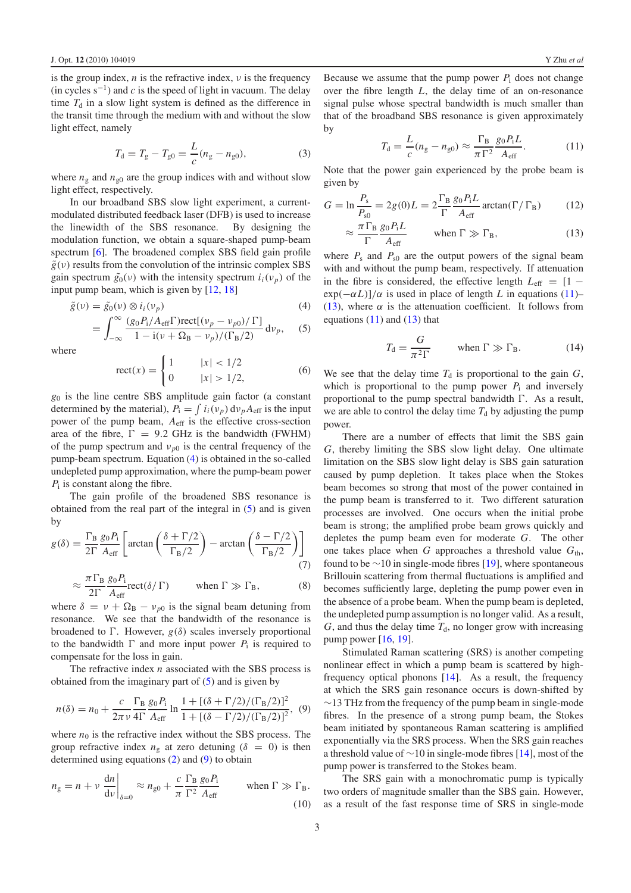is the group index, $n$ is the refractive index, $\nu$ is the frequency (in cycles $s^{-1}$) and $c$ is the speed of light in vacuum. The delay time $T_d$ in a slow light system is defined as the difference in the transit time through the medium with and without the slow light effect, namely

$$T_d = T_g - T_{g0} = \frac{L}{c}(n_g - n_{g0}), \tag{3}$$

where $n_g$ and $n_{g0}$ are the group indices with and without slow light effect, respectively.

In our broadband SBS slow light experiment, a current-modulated distributed feedback laser (DFB) is used to increase the linewidth of the SBS resonance. By designing the modulation function, we obtain a square-shaped pump-beam spectrum [6]. The broadened complex SBS field gain profile $\tilde{g}(\nu)$ results from the convolution of the intrinsic complex SBS gain spectrum $\tilde{g_0}(\nu)$ with the intensity spectrum $i_i(\nu_p)$ of the input pump beam, which is given by [12, 18]

$$\tilde{g}(\nu) = \tilde{g_0}(\nu) \otimes i_i(\nu_p) \tag{4}$$

$$= \int_{-\infty}^{\infty} \frac{(g_0 P_i / A_{\text{eff}}\Gamma)\text{rect}[(\nu_p - \nu_{p0})/\Gamma]}{1 - i(\nu + \Omega_B - \nu_p)/(\Gamma_B/2)} \, d\nu_p, \tag{5}$$

where

$$\text{rect}(x) = \begin{cases} 1 & |x| < 1/2 \\ 0 & |x| > 1/2, \end{cases} \tag{6}$$

$g_0$ is the line centre SBS amplitude gain factor (a constant determined by the material), $P_i = \int i_i(\nu_p)\, d\nu_p A_{\text{eff}}$ is the input power of the pump beam, $A_{\text{eff}}$ is the effective cross-section area of the fibre, $\Gamma = 9.2$ GHz is the bandwidth (FWHM) of the pump spectrum and $\nu_{p0}$ is the central frequency of the pump-beam spectrum. Equation (4) is obtained in the so-called undepleted pump approximation, where the pump-beam power $P_i$ is constant along the fibre.

The gain profile of the broadened SBS resonance is obtained from the real part of the integral in (5) and is given by

$$g(\delta) = \frac{\Gamma_B}{2\Gamma} \frac{g_0 P_i}{A_{\text{eff}}} \left[ \arctan\left(\frac{\delta + \Gamma/2}{\Gamma_B/2}\right) - \arctan\left(\frac{\delta - \Gamma/2}{\Gamma_B/2}\right) \right] \tag{7}$$

$$\approx \frac{\pi \Gamma_B}{2\Gamma} \frac{g_0 P_i}{A_{\text{eff}}} \text{rect}(\delta/\Gamma) \qquad \text{when } \Gamma \gg \Gamma_B, \tag{8}$$

where $\delta = \nu + \Omega_B - \nu_{p0}$ is the signal beam detuning from resonance. We see that the bandwidth of the resonance is broadened to $\Gamma$. However, $g(\delta)$ scales inversely proportional to the bandwidth $\Gamma$ and more input power $P_i$ is required to compensate for the loss in gain.

The refractive index $n$ associated with the SBS process is obtained from the imaginary part of (5) and is given by

$$n(\delta) = n_0 + \frac{c}{2\pi\nu} \frac{\Gamma_B}{4\Gamma} \frac{g_0 P_i}{A_{\text{eff}}} \ln \frac{1 + [(\delta + \Gamma/2)/(\Gamma_B/2)]^2}{1 + [(\delta - \Gamma/2)/(\Gamma_B/2)]^2}, \tag{9}$$

where $n_0$ is the refractive index without the SBS process. The group refractive index $n_g$ at zero detuning ($\delta = 0$) is then determined using equations (2) and (9) to obtain

$$n_g = n + \nu \left.\frac{dn}{d\nu}\right|_{\delta=0} \approx n_{g0} + \frac{c}{\pi} \frac{\Gamma_B}{\Gamma^2} \frac{g_0 P_i}{A_{\text{eff}}} \qquad \text{when } \Gamma \gg \Gamma_B. \tag{10}$$

Because we assume that the pump power $P_i$ does not change over the fibre length $L$, the delay time of an on-resonance signal pulse whose spectral bandwidth is much smaller than that of the broadband SBS resonance is given approximately by

$$T_d = \frac{L}{c}(n_g - n_{g0}) \approx \frac{\Gamma_B}{\pi \Gamma^2} \frac{g_0 P_i L}{A_{\text{eff}}}. \tag{11}$$

Note that the power gain experienced by the probe beam is given by

$$G = \ln \frac{P_s}{P_{s0}} = 2g(0)L = 2\frac{\Gamma_B}{\Gamma} \frac{g_0 P_i L}{A_{\text{eff}}} \arctan(\Gamma/\Gamma_B) \tag{12}$$

$$\approx \frac{\pi \Gamma_B}{\Gamma} \frac{g_0 P_i L}{A_{\text{eff}}} \qquad \text{when } \Gamma \gg \Gamma_B, \tag{13}$$

where $P_s$ and $P_{s0}$ are the output powers of the signal beam with and without the pump beam, respectively. If attenuation in the fibre is considered, the effective length $L_{\text{eff}} = [1 - \exp(-\alpha L)]/\alpha$ is used in place of length $L$ in equations (11)–(13), where $\alpha$ is the attenuation coefficient. It follows from equations (11) and (13) that

$$T_d = \frac{G}{\pi^2 \Gamma} \qquad \text{when } \Gamma \gg \Gamma_B. \tag{14}$$

We see that the delay time $T_d$ is proportional to the gain $G$, which is proportional to the pump power $P_i$ and inversely proportional to the pump spectral bandwidth $\Gamma$. As a result, we are able to control the delay time $T_d$ by adjusting the pump power.

There are a number of effects that limit the SBS gain $G$, thereby limiting the SBS slow light delay. One ultimate limitation on the SBS slow light delay is SBS gain saturation caused by pump depletion. It takes place when the Stokes beam becomes so strong that most of the power contained in the pump beam is transferred to it. Two different saturation processes are involved. One occurs when the initial probe beam is strong; the amplified probe beam grows quickly and depletes the pump beam even for moderate $G$. The other one takes place when $G$ approaches a threshold value $G_{\text{th}}$, found to be ~10 in single-mode fibres [19], where spontaneous Brillouin scattering from thermal fluctuations is amplified and becomes sufficiently large, depleting the pump power even in the absence of a probe beam. When the pump beam is depleted, the undepleted pump assumption is no longer valid. As a result, $G$, and thus the delay time $T_d$, no longer grow with increasing pump power [16, 19].

Stimulated Raman scattering (SRS) is another competing nonlinear effect in which a pump beam is scattered by high-frequency optical phonons [14]. As a result, the frequency at which the SRS gain resonance occurs is down-shifted by ~13 THz from the frequency of the pump beam in single-mode fibres. In the presence of a strong pump beam, the Stokes beam initiated by spontaneous Raman scattering is amplified exponentially via the SRS process. When the SRS gain reaches a threshold value of ~10 in single-mode fibres [14], most of the pump power is transferred to the Stokes beam.

The SRS gain with a monochromatic pump is typically two orders of magnitude smaller than the SBS gain. However, as a result of the fast response time of SRS in single-mode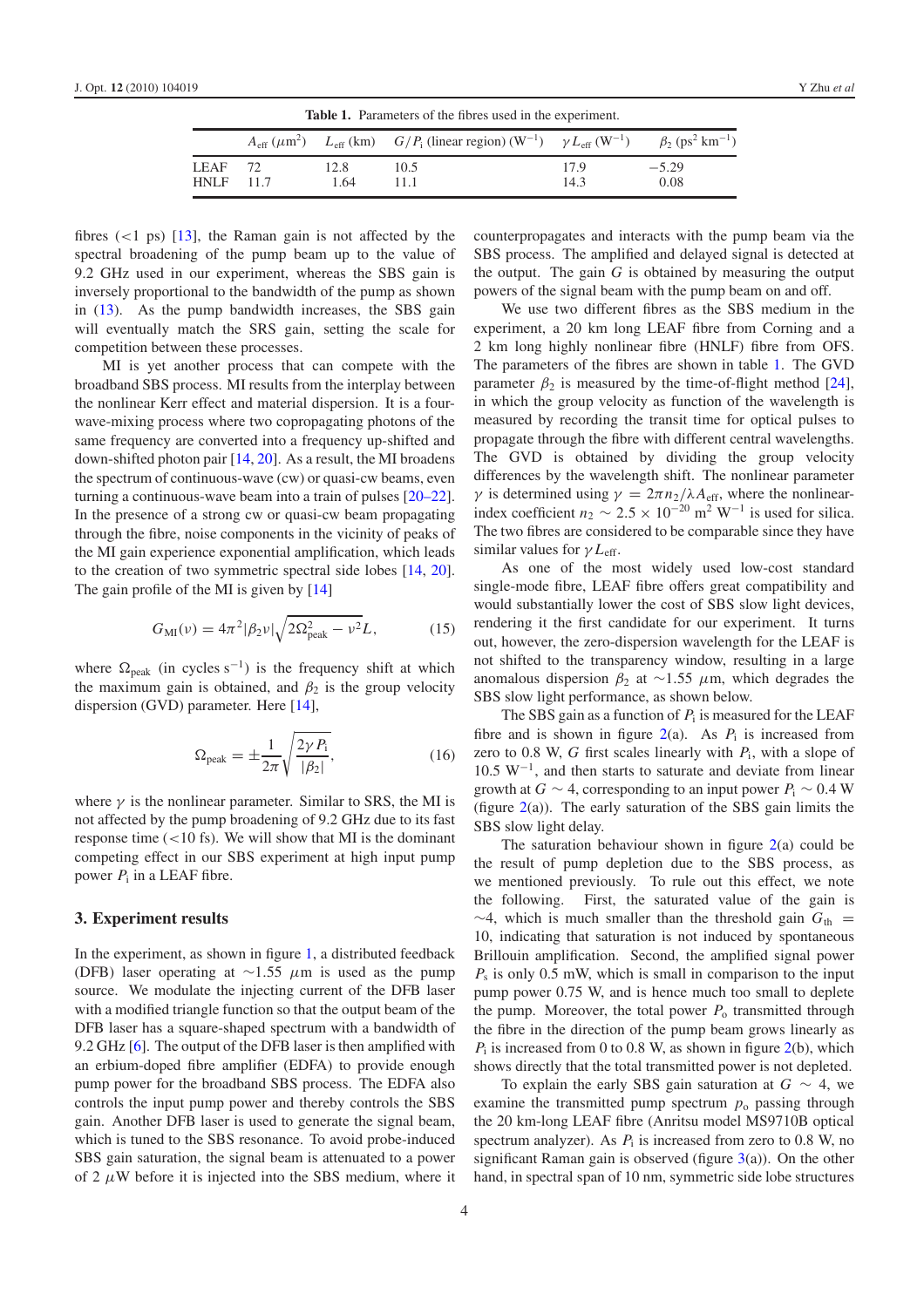**Table 1.** Parameters of the fibres used in the experiment.

| | $A_{\mathrm{eff}}$ ($\mu$m$^2$) | $L_{\mathrm{eff}}$ (km) | $G/P_{\mathrm{i}}$ (linear region) (W$^{-1}$) | $\gamma L_{\mathrm{eff}}$ (W$^{-1}$) | $\beta_2$ (ps$^2$ km$^{-1}$) |
|---|---|---|---|---|---|
| LEAF | 72 | 12.8 | 10.5 | 17.9 | −5.29 |
| HNLF | 11.7 | 1.64 | 11.1 | 14.3 | 0.08 |

fibres (<1 ps) [13], the Raman gain is not affected by the spectral broadening of the pump beam up to the value of 9.2 GHz used in our experiment, whereas the SBS gain is inversely proportional to the bandwidth of the pump as shown in (13). As the pump bandwidth increases, the SBS gain will eventually match the SRS gain, setting the scale for competition between these processes.

MI is yet another process that can compete with the broadband SBS process. MI results from the interplay between the nonlinear Kerr effect and material dispersion. It is a four-wave-mixing process where two copropagating photons of the same frequency are converted into a frequency up-shifted and down-shifted photon pair [14, 20]. As a result, the MI broadens the spectrum of continuous-wave (cw) or quasi-cw beams, even turning a continuous-wave beam into a train of pulses [20–22]. In the presence of a strong cw or quasi-cw beam propagating through the fibre, noise components in the vicinity of peaks of the MI gain experience exponential amplification, which leads to the creation of two symmetric spectral side lobes [14, 20]. The gain profile of the MI is given by [14]

$$G_{\mathrm{MI}}(\nu) = 4\pi^2|\beta_2\nu|\sqrt{2\Omega_{\mathrm{peak}}^2 - \nu^2}L, \tag{15}$$

where $\Omega_{\mathrm{peak}}$ (in cycles s$^{-1}$) is the frequency shift at which the maximum gain is obtained, and $\beta_2$ is the group velocity dispersion (GVD) parameter. Here [14],

$$\Omega_{\mathrm{peak}} = \pm\frac{1}{2\pi}\sqrt{\frac{2\gamma P_{\mathrm{i}}}{|\beta_2|}}, \tag{16}$$

where $\gamma$ is the nonlinear parameter. Similar to SRS, the MI is not affected by the pump broadening of 9.2 GHz due to its fast response time (<10 fs). We will show that MI is the dominant competing effect in our SBS experiment at high input pump power $P_{\mathrm{i}}$ in a LEAF fibre.

## 3. Experiment results

In the experiment, as shown in figure 1, a distributed feedback (DFB) laser operating at ~1.55 $\mu$m is used as the pump source. We modulate the injecting current of the DFB laser with a modified triangle function so that the output beam of the DFB laser has a square-shaped spectrum with a bandwidth of 9.2 GHz [6]. The output of the DFB laser is then amplified with an erbium-doped fibre amplifier (EDFA) to provide enough pump power for the broadband SBS process. The EDFA also controls the input pump power and thereby controls the SBS gain. Another DFB laser is used to generate the signal beam, which is tuned to the SBS resonance. To avoid probe-induced SBS gain saturation, the signal beam is attenuated to a power of 2 $\mu$W before it is injected into the SBS medium, where it counterpropagates and interacts with the pump beam via the SBS process. The amplified and delayed signal is detected at the output. The gain $G$ is obtained by measuring the output powers of the signal beam with the pump beam on and off.

We use two different fibres as the SBS medium in the experiment, a 20 km long LEAF fibre from Corning and a 2 km long highly nonlinear fibre (HNLF) fibre from OFS. The parameters of the fibres are shown in table 1. The GVD parameter $\beta_2$ is measured by the time-of-flight method [24], in which the group velocity as function of the wavelength is measured by recording the transit time for optical pulses to propagate through the fibre with different central wavelengths. The GVD is obtained by dividing the group velocity differences by the wavelength shift. The nonlinear parameter $\gamma$ is determined using $\gamma = 2\pi n_2/\lambda A_{\mathrm{eff}}$, where the nonlinear-index coefficient $n_2 \sim 2.5 \times 10^{-20}$ m$^2$ W$^{-1}$ is used for silica. The two fibres are considered to be comparable since they have similar values for $\gamma L_{\mathrm{eff}}$.

As one of the most widely used low-cost standard single-mode fibre, LEAF fibre offers great compatibility and would substantially lower the cost of SBS slow light devices, rendering it the first candidate for our experiment. It turns out, however, the zero-dispersion wavelength for the LEAF is not shifted to the transparency window, resulting in a large anomalous dispersion $\beta_2$ at ~1.55 $\mu$m, which degrades the SBS slow light performance, as shown below.

The SBS gain as a function of $P_{\mathrm{i}}$ is measured for the LEAF fibre and is shown in figure 2(a). As $P_{\mathrm{i}}$ is increased from zero to 0.8 W, $G$ first scales linearly with $P_{\mathrm{i}}$, with a slope of 10.5 W$^{-1}$, and then starts to saturate and deviate from linear growth at $G \sim 4$, corresponding to an input power $P_{\mathrm{i}} \sim 0.4$ W (figure 2(a)). The early saturation of the SBS gain limits the SBS slow light delay.

The saturation behaviour shown in figure 2(a) could be the result of pump depletion due to the SBS process, as we mentioned previously. To rule out this effect, we note the following. First, the saturated value of the gain is ~4, which is much smaller than the threshold gain $G_{\mathrm{th}} = 10$, indicating that saturation is not induced by spontaneous Brillouin amplification. Second, the amplified signal power $P_{\mathrm{s}}$ is only 0.5 mW, which is small in comparison to the input pump power 0.75 W, and is hence much too small to deplete the pump. Moreover, the total power $P_{\mathrm{o}}$ transmitted through the fibre in the direction of the pump beam grows linearly as $P_{\mathrm{i}}$ is increased from 0 to 0.8 W, as shown in figure 2(b), which shows directly that the total transmitted power is not depleted.

To explain the early SBS gain saturation at $G \sim 4$, we examine the transmitted pump spectrum $p_{\mathrm{o}}$ passing through the 20 km-long LEAF fibre (Anritsu model MS9710B optical spectrum analyzer). As $P_{\mathrm{i}}$ is increased from zero to 0.8 W, no significant Raman gain is observed (figure 3(a)). On the other hand, in spectral span of 10 nm, symmetric side lobe structures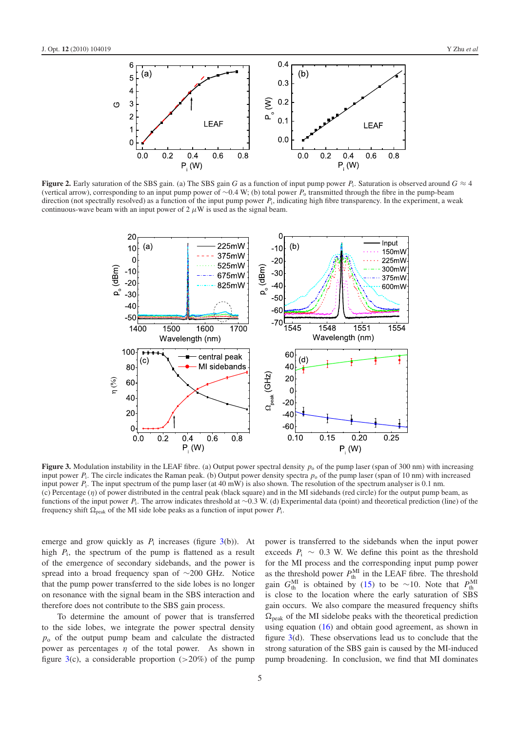**Figure 2.** Early saturation of the SBS gain. (a) The SBS gain $G$ as a function of input pump power $P_i$. Saturation is observed around $G \approx 4$ (vertical arrow), corresponding to an input pump power of ~0.4 W; (b) total power $P_o$ transmitted through the fibre in the pump-beam direction (not spectrally resolved) as a function of the input pump power $P_i$, indicating high fibre transparency. In the experiment, a weak continuous-wave beam with an input power of 2 $\mu$W is used as the signal beam.

**Figure 3.** Modulation instability in the LEAF fibre. (a) Output power spectral density $p_o$ of the pump laser (span of 300 nm) with increasing input power $P_i$. The circle indicates the Raman peak. (b) Output power density spectra $p_o$ of the pump laser (span of 10 nm) with increased input power $P_i$. The input spectrum of the pump laser (at 40 mW) is also shown. The resolution of the spectrum analyser is 0.1 nm. (c) Percentage ($\eta$) of power distributed in the central peak (black square) and in the MI sidebands (red circle) for the output pump beam, as functions of the input power $P_i$. The arrow indicates threshold at ~0.3 W. (d) Experimental data (point) and theoretical prediction (line) of the frequency shift $\Omega_{\text{peak}}$ of the MI side lobe peaks as a function of input power $P_i$.

emerge and grow quickly as $P_i$ increases (figure 3(b)). At high $P_i$, the spectrum of the pump is flattened as a result of the emergence of secondary sidebands, and the power is spread into a broad frequency span of ~200 GHz. Notice that the pump power transferred to the side lobes is no longer on resonance with the signal beam in the SBS interaction and therefore does not contribute to the SBS gain process.

To determine the amount of power that is transferred to the side lobes, we integrate the power spectral density $p_o$ of the output pump beam and calculate the distracted power as percentages $\eta$ of the total power. As shown in figure 3(c), a considerable proportion (>20%) of the pump power is transferred to the sidebands when the input power exceeds $P_i \sim 0.3$ W. We define this point as the threshold for the MI process and the corresponding input pump power as the threshold power $P_{\text{th}}^{\text{MI}}$ in the LEAF fibre. The threshold gain $G_{\text{th}}^{\text{MI}}$ is obtained by (15) to be ~10. Note that $P_{\text{th}}^{\text{MI}}$ is close to the location where the early saturation of SBS gain occurs. We also compare the measured frequency shifts $\Omega_{\text{peak}}$ of the MI sidelobe peaks with the theoretical prediction using equation (16) and obtain good agreement, as shown in figure 3(d). These observations lead us to conclude that the strong saturation of the SBS gain is caused by the MI-induced pump broadening. In conclusion, we find that MI dominates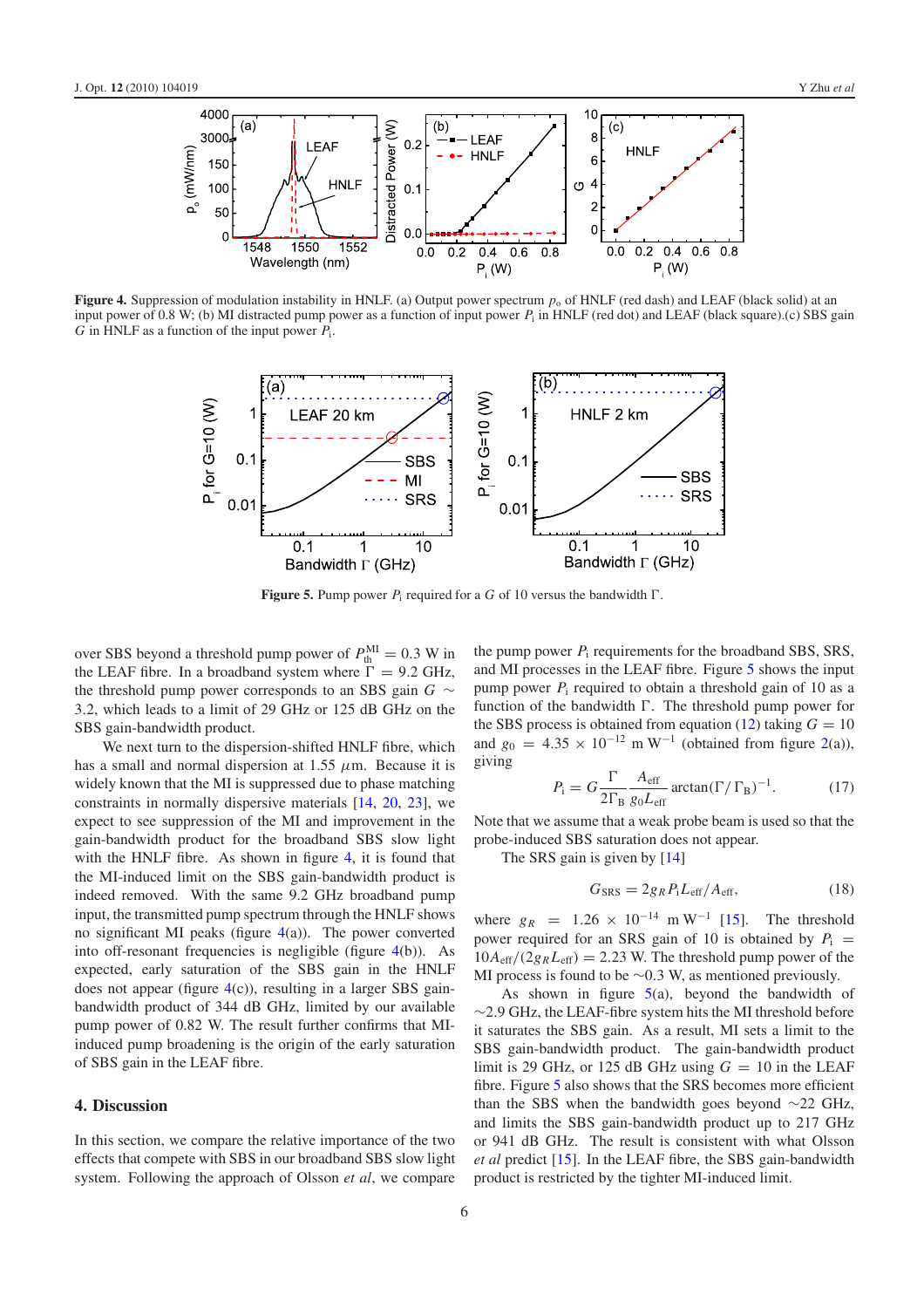**Figure 4.** Suppression of modulation instability in HNLF. (a) Output power spectrum $p_o$ of HNLF (red dash) and LEAF (black solid) at an input power of 0.8 W; (b) MI distracted pump power as a function of input power $P_i$ in HNLF (red dot) and LEAF (black square).(c) SBS gain $G$ in HNLF as a function of the input power $P_i$.

**Figure 5.** Pump power $P_i$ required for a $G$ of 10 versus the bandwidth Γ.

over SBS beyond a threshold pump power of $P_{th}^{MI} = 0.3$ W in the LEAF fibre. In a broadband system where $\Gamma = 9.2$ GHz, the threshold pump power corresponds to an SBS gain $G \sim 3.2$, which leads to a limit of 29 GHz or 125 dB GHz on the SBS gain-bandwidth product.

We next turn to the dispersion-shifted HNLF fibre, which has a small and normal dispersion at 1.55 $\mu$m. Because it is widely known that the MI is suppressed due to phase matching constraints in normally dispersive materials [14, 20, 23], we expect to see suppression of the MI and improvement in the gain-bandwidth product for the broadband SBS slow light with the HNLF fibre. As shown in figure 4, it is found that the MI-induced limit on the SBS gain-bandwidth product is indeed removed. With the same 9.2 GHz broadband pump input, the transmitted pump spectrum through the HNLF shows no significant MI peaks (figure 4(a)). The power converted into off-resonant frequencies is negligible (figure 4(b)). As expected, early saturation of the SBS gain in the HNLF does not appear (figure 4(c)), resulting in a larger SBS gain-bandwidth product of 344 dB GHz, limited by our available pump power of 0.82 W. The result further confirms that MI-induced pump broadening is the origin of the early saturation of SBS gain in the LEAF fibre.

## 4. Discussion

In this section, we compare the relative importance of the two effects that compete with SBS in our broadband SBS slow light system. Following the approach of Olsson *et al*, we compare the pump power $P_i$ requirements for the broadband SBS, SRS, and MI processes in the LEAF fibre. Figure 5 shows the input pump power $P_i$ required to obtain a threshold gain of 10 as a function of the bandwidth Γ. The threshold pump power for the SBS process is obtained from equation (12) taking $G = 10$ and $g_0 = 4.35 \times 10^{-12}$ m W$^{-1}$ (obtained from figure 2(a)), giving

$$P_i = G \frac{\Gamma}{2\Gamma_B} \frac{A_{eff}}{g_0 L_{eff}} \arctan(\Gamma/\Gamma_B)^{-1}. \tag{17}$$

Note that we assume that a weak probe beam is used so that the probe-induced SBS saturation does not appear.

The SRS gain is given by [14]

$$G_{SRS} = 2 g_R P_i L_{eff}/A_{eff}, \tag{18}$$

where $g_R = 1.26 \times 10^{-14}$ m W$^{-1}$ [15]. The threshold power required for an SRS gain of 10 is obtained by $P_i = 10A_{eff}/(2g_R L_{eff}) = 2.23$ W. The threshold pump power of the MI process is found to be ∼0.3 W, as mentioned previously.

As shown in figure 5(a), beyond the bandwidth of ∼2.9 GHz, the LEAF-fibre system hits the MI threshold before it saturates the SBS gain. As a result, MI sets a limit to the SBS gain-bandwidth product. The gain-bandwidth product limit is 29 GHz, or 125 dB GHz using $G = 10$ in the LEAF fibre. Figure 5 also shows that the SRS becomes more efficient than the SBS when the bandwidth goes beyond ∼22 GHz, and limits the SBS gain-bandwidth product up to 217 GHz or 941 dB GHz. The result is consistent with what Olsson *et al* predict [15]. In the LEAF fibre, the SBS gain-bandwidth product is restricted by the tighter MI-induced limit.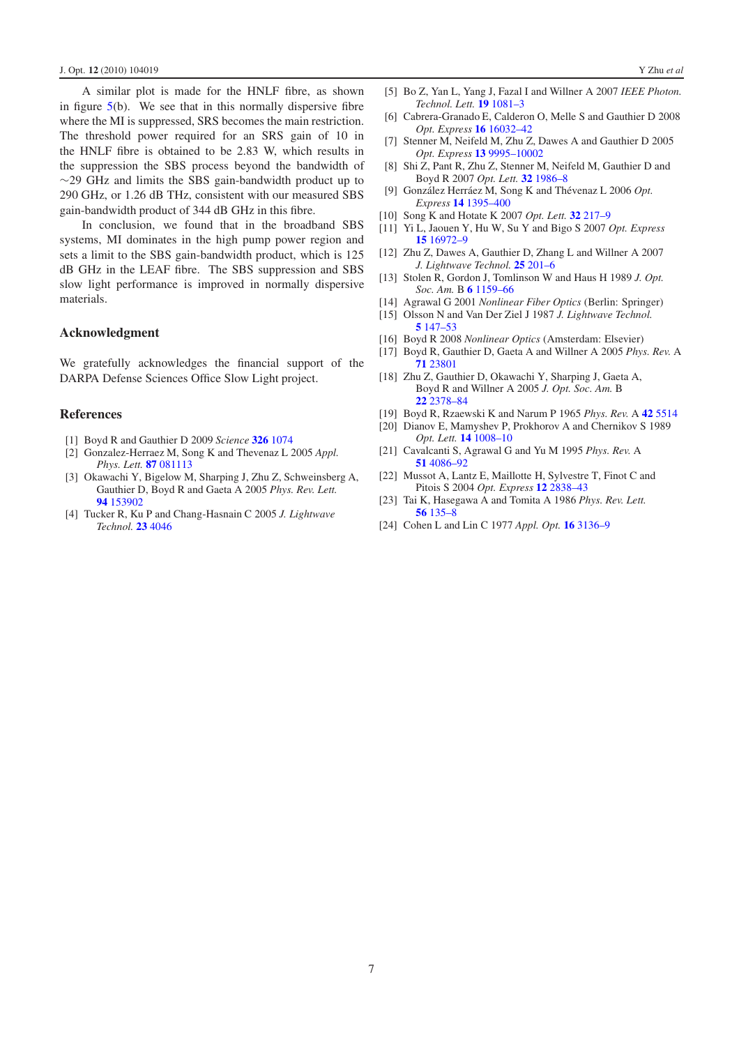A similar plot is made for the HNLF fibre, as shown in figure 5(b). We see that in this normally dispersive fibre where the MI is suppressed, SRS becomes the main restriction. The threshold power required for an SRS gain of 10 in the HNLF fibre is obtained to be 2.83 W, which results in the suppression the SBS process beyond the bandwidth of ~29 GHz and limits the SBS gain-bandwidth product up to 290 GHz, or 1.26 dB THz, consistent with our measured SBS gain-bandwidth product of 344 dB GHz in this fibre.

In conclusion, we found that in the broadband SBS systems, MI dominates in the high pump power region and sets a limit to the SBS gain-bandwidth product, which is 125 dB GHz in the LEAF fibre. The SBS suppression and SBS slow light performance is improved in normally dispersive materials.

## Acknowledgment

We gratefully acknowledges the financial support of the DARPA Defense Sciences Office Slow Light project.

## References

[1] Boyd R and Gauthier D 2009 *Science* **326** 1074

[2] Gonzalez-Herraez M, Song K and Thevenaz L 2005 *Appl. Phys. Lett.* **87** 081113

[3] Okawachi Y, Bigelow M, Sharping J, Zhu Z, Schweinsberg A, Gauthier D, Boyd R and Gaeta A 2005 *Phys. Rev. Lett.* **94** 153902

[4] Tucker R, Ku P and Chang-Hasnain C 2005 *J. Lightwave Technol.* **23** 4046

[5] Bo Z, Yan L, Yang J, Fazal I and Willner A 2007 *IEEE Photon. Technol. Lett.* **19** 1081–3

[6] Cabrera-Granado E, Calderon O, Melle S and Gauthier D 2008 *Opt. Express* **16** 16032–42

[7] Stenner M, Neifeld M, Zhu Z, Dawes A and Gauthier D 2005 *Opt. Express* **13** 9995–10002

[8] Shi Z, Pant R, Zhu Z, Stenner M, Neifeld M, Gauthier D and Boyd R 2007 *Opt. Lett.* **32** 1986–8

[9] González Herráez M, Song K and Thévenaz L 2006 *Opt. Express* **14** 1395–400

[10] Song K and Hotate K 2007 *Opt. Lett.* **32** 217–9

[11] Yi L, Jaouen Y, Hu W, Su Y and Bigo S 2007 *Opt. Express* **15** 16972–9

[12] Zhu Z, Dawes A, Gauthier D, Zhang L and Willner A 2007 *J. Lightwave Technol.* **25** 201–6

[13] Stolen R, Gordon J, Tomlinson W and Haus H 1989 *J. Opt. Soc. Am.* B **6** 1159–66

[14] Agrawal G 2001 *Nonlinear Fiber Optics* (Berlin: Springer)

[15] Olsson N and Van Der Ziel J 1987 *J. Lightwave Technol.* **5** 147–53

[16] Boyd R 2008 *Nonlinear Optics* (Amsterdam: Elsevier)

[17] Boyd R, Gauthier D, Gaeta A and Willner A 2005 *Phys. Rev.* A **71** 23801

[18] Zhu Z, Gauthier D, Okawachi Y, Sharping J, Gaeta A, Boyd R and Willner A 2005 *J. Opt. Soc. Am.* B **22** 2378–84

[19] Boyd R, Rzaewski K and Narum P 1965 *Phys. Rev.* A **42** 5514

[20] Dianov E, Mamyshev P, Prokhorov A and Chernikov S 1989 *Opt. Lett.* **14** 1008–10

[21] Cavalcanti S, Agrawal G and Yu M 1995 *Phys. Rev.* A **51** 4086–92

[22] Mussot A, Lantz E, Maillotte H, Sylvestre T, Finot C and Pitois S 2004 *Opt. Express* **12** 2838–43

[23] Tai K, Hasegawa A and Tomita A 1986 *Phys. Rev. Lett.* **56** 135–8

[24] Cohen L and Lin C 1977 *Appl. Opt.* **16** 3136–9